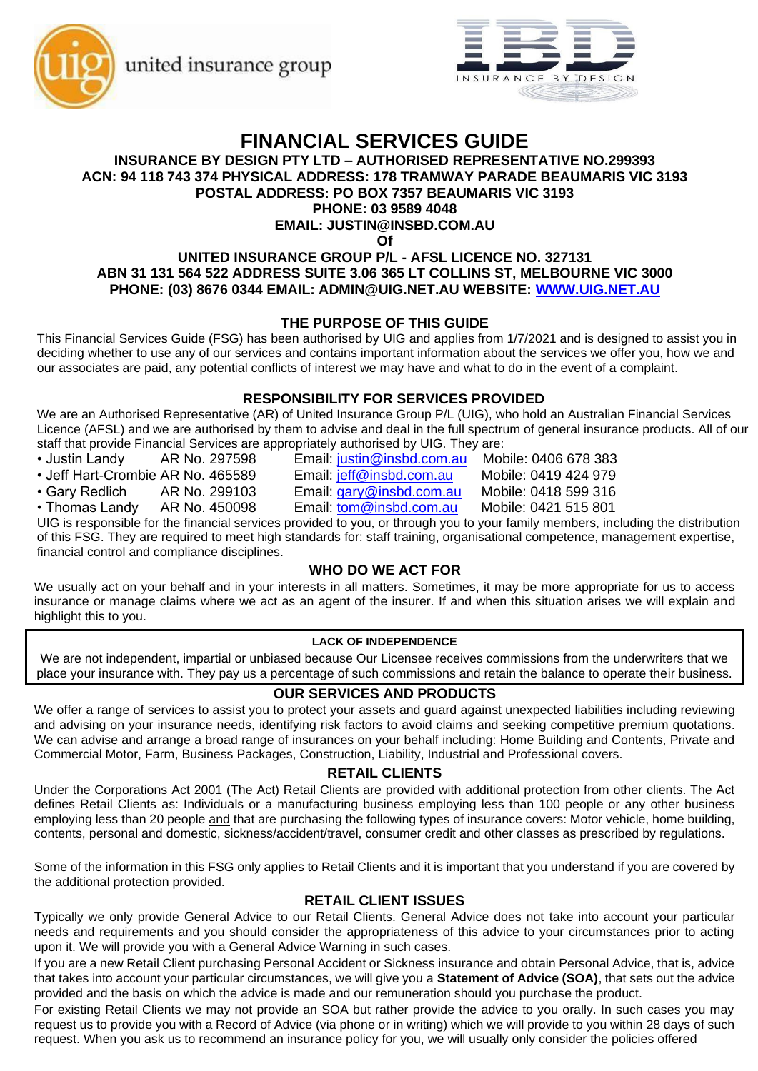united insurance group

INSURANCE BY DESIGN

# FINANCIAL SERVICES GUIDE

**INSURANCE BY DESIGN PTY LTD – AUTHORISED REPRESENTATIVE NO.299393**
**ACN: 94 118 743 374 PHYSICAL ADDRESS: 178 TRAMWAY PARADE BEAUMARIS VIC 3193**
**POSTAL ADDRESS: PO BOX 7357 BEAUMARIS VIC 3193**
**PHONE: 03 9589 4048**
**EMAIL: JUSTIN@INSBD.COM.AU**
**Of**
**UNITED INSURANCE GROUP P/L - AFSL LICENCE NO. 327131**
**ABN 31 131 564 522 ADDRESS SUITE 3.06 365 LT COLLINS ST, MELBOURNE VIC 3000**
**PHONE: (03) 8676 0344 EMAIL: ADMIN@UIG.NET.AU WEBSITE: WWW.UIG.NET.AU**

## THE PURPOSE OF THIS GUIDE

This Financial Services Guide (FSG) has been authorised by UIG and applies from 1/7/2021 and is designed to assist you in deciding whether to use any of our services and contains important information about the services we offer you, how we and our associates are paid, any potential conflicts of interest we may have and what to do in the event of a complaint.

## RESPONSIBILITY FOR SERVICES PROVIDED

We are an Authorised Representative (AR) of United Insurance Group P/L (UIG), who hold an Australian Financial Services Licence (AFSL) and we are authorised by them to advise and deal in the full spectrum of general insurance products. All of our staff that provide Financial Services are appropriately authorised by UIG. They are:

- Justin Landy AR No. 297598 Email: justin@insbd.com.au Mobile: 0406 678 383
- Jeff Hart-Crombie AR No. 465589 Email: jeff@insbd.com.au Mobile: 0419 424 979
- Gary Redlich AR No. 299103 Email: gary@insbd.com.au Mobile: 0418 599 316
- Thomas Landy AR No. 450098 Email: tom@insbd.com.au Mobile: 0421 515 801

UIG is responsible for the financial services provided to you, or through you to your family members, including the distribution of this FSG. They are required to meet high standards for: staff training, organisational competence, management expertise, financial control and compliance disciplines.

## WHO DO WE ACT FOR

We usually act on your behalf and in your interests in all matters. Sometimes, it may be more appropriate for us to access insurance or manage claims where we act as an agent of the insurer. If and when this situation arises we will explain and highlight this to you.

### LACK OF INDEPENDENCE

We are not independent, impartial or unbiased because Our Licensee receives commissions from the underwriters that we place your insurance with. They pay us a percentage of such commissions and retain the balance to operate their business.

## OUR SERVICES AND PRODUCTS

We offer a range of services to assist you to protect your assets and guard against unexpected liabilities including reviewing and advising on your insurance needs, identifying risk factors to avoid claims and seeking competitive premium quotations. We can advise and arrange a broad range of insurances on your behalf including: Home Building and Contents, Private and Commercial Motor, Farm, Business Packages, Construction, Liability, Industrial and Professional covers.

## RETAIL CLIENTS

Under the Corporations Act 2001 (The Act) Retail Clients are provided with additional protection from other clients. The Act defines Retail Clients as: Individuals or a manufacturing business employing less than 100 people or any other business employing less than 20 people and that are purchasing the following types of insurance covers: Motor vehicle, home building, contents, personal and domestic, sickness/accident/travel, consumer credit and other classes as prescribed by regulations.

Some of the information in this FSG only applies to Retail Clients and it is important that you understand if you are covered by the additional protection provided.

## RETAIL CLIENT ISSUES

Typically we only provide General Advice to our Retail Clients. General Advice does not take into account your particular needs and requirements and you should consider the appropriateness of this advice to your circumstances prior to acting upon it. We will provide you with a General Advice Warning in such cases.

If you are a new Retail Client purchasing Personal Accident or Sickness insurance and obtain Personal Advice, that is, advice that takes into account your particular circumstances, we will give you a **Statement of Advice (SOA)**, that sets out the advice provided and the basis on which the advice is made and our remuneration should you purchase the product.

For existing Retail Clients we may not provide an SOA but rather provide the advice to you orally. In such cases you may request us to provide you with a Record of Advice (via phone or in writing) which we will provide to you within 28 days of such request. When you ask us to recommend an insurance policy for you, we will usually only consider the policies offered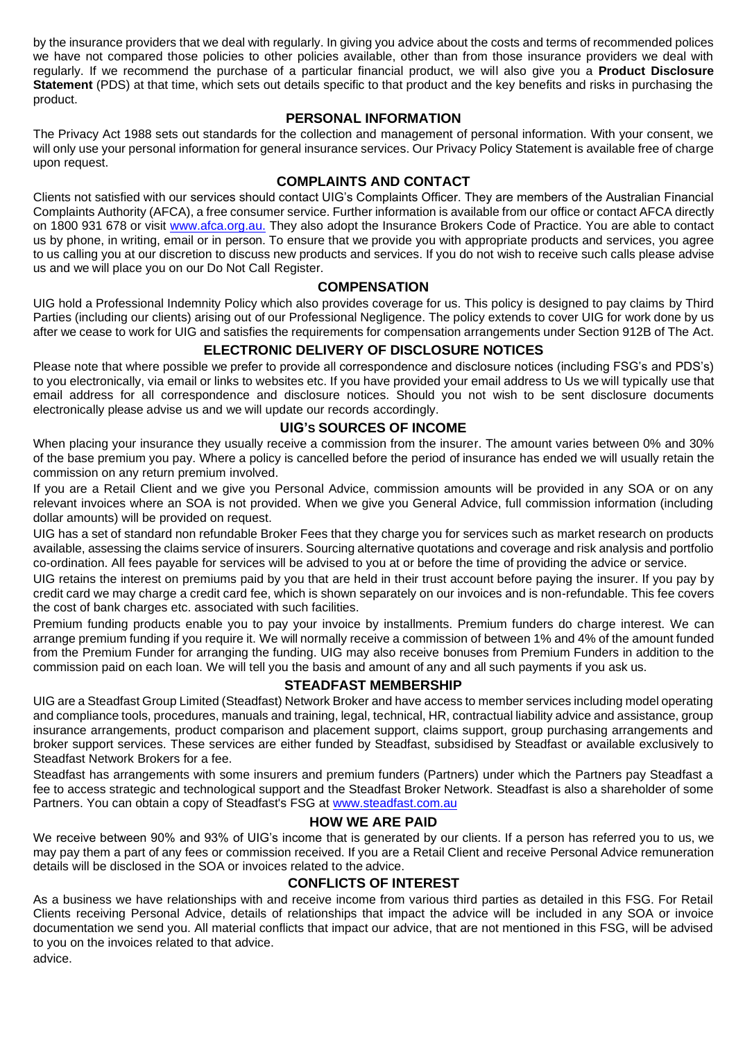by the insurance providers that we deal with regularly. In giving you advice about the costs and terms of recommended polices we have not compared those policies to other policies available, other than from those insurance providers we deal with regularly. If we recommend the purchase of a particular financial product, we will also give you a **Product Disclosure Statement** (PDS) at that time, which sets out details specific to that product and the key benefits and risks in purchasing the product.

## PERSONAL INFORMATION

The Privacy Act 1988 sets out standards for the collection and management of personal information. With your consent, we will only use your personal information for general insurance services. Our Privacy Policy Statement is available free of charge upon request.

## COMPLAINTS AND CONTACT

Clients not satisfied with our services should contact UIG's Complaints Officer. They are members of the Australian Financial Complaints Authority (AFCA), a free consumer service. Further information is available from our office or contact AFCA directly on 1800 931 678 or visit www.afca.org.au. They also adopt the Insurance Brokers Code of Practice. You are able to contact us by phone, in writing, email or in person. To ensure that we provide you with appropriate products and services, you agree to us calling you at our discretion to discuss new products and services. If you do not wish to receive such calls please advise us and we will place you on our Do Not Call Register.

## COMPENSATION

UIG hold a Professional Indemnity Policy which also provides coverage for us. This policy is designed to pay claims by Third Parties (including our clients) arising out of our Professional Negligence. The policy extends to cover UIG for work done by us after we cease to work for UIG and satisfies the requirements for compensation arrangements under Section 912B of The Act.

## ELECTRONIC DELIVERY OF DISCLOSURE NOTICES

Please note that where possible we prefer to provide all correspondence and disclosure notices (including FSG's and PDS's) to you electronically, via email or links to websites etc. If you have provided your email address to Us we will typically use that email address for all correspondence and disclosure notices. Should you not wish to be sent disclosure documents electronically please advise us and we will update our records accordingly.

## UIG's SOURCES OF INCOME

When placing your insurance they usually receive a commission from the insurer. The amount varies between 0% and 30% of the base premium you pay. Where a policy is cancelled before the period of insurance has ended we will usually retain the commission on any return premium involved.

If you are a Retail Client and we give you Personal Advice, commission amounts will be provided in any SOA or on any relevant invoices where an SOA is not provided. When we give you General Advice, full commission information (including dollar amounts) will be provided on request.

UIG has a set of standard non refundable Broker Fees that they charge you for services such as market research on products available, assessing the claims service of insurers. Sourcing alternative quotations and coverage and risk analysis and portfolio co-ordination. All fees payable for services will be advised to you at or before the time of providing the advice or service.

UIG retains the interest on premiums paid by you that are held in their trust account before paying the insurer. If you pay by credit card we may charge a credit card fee, which is shown separately on our invoices and is non-refundable. This fee covers the cost of bank charges etc. associated with such facilities.

Premium funding products enable you to pay your invoice by installments. Premium funders do charge interest. We can arrange premium funding if you require it. We will normally receive a commission of between 1% and 4% of the amount funded from the Premium Funder for arranging the funding. UIG may also receive bonuses from Premium Funders in addition to the commission paid on each loan. We will tell you the basis and amount of any and all such payments if you ask us.

## STEADFAST MEMBERSHIP

UIG are a Steadfast Group Limited (Steadfast) Network Broker and have access to member services including model operating and compliance tools, procedures, manuals and training, legal, technical, HR, contractual liability advice and assistance, group insurance arrangements, product comparison and placement support, claims support, group purchasing arrangements and broker support services. These services are either funded by Steadfast, subsidised by Steadfast or available exclusively to Steadfast Network Brokers for a fee.

Steadfast has arrangements with some insurers and premium funders (Partners) under which the Partners pay Steadfast a fee to access strategic and technological support and the Steadfast Broker Network. Steadfast is also a shareholder of some Partners. You can obtain a copy of Steadfast's FSG at www.steadfast.com.au

## HOW WE ARE PAID

We receive between 90% and 93% of UIG's income that is generated by our clients. If a person has referred you to us, we may pay them a part of any fees or commission received. If you are a Retail Client and receive Personal Advice remuneration details will be disclosed in the SOA or invoices related to the advice.

## CONFLICTS OF INTEREST

As a business we have relationships with and receive income from various third parties as detailed in this FSG. For Retail Clients receiving Personal Advice, details of relationships that impact the advice will be included in any SOA or invoice documentation we send you. All material conflicts that impact our advice, that are not mentioned in this FSG, will be advised to you on the invoices related to that advice.

advice.